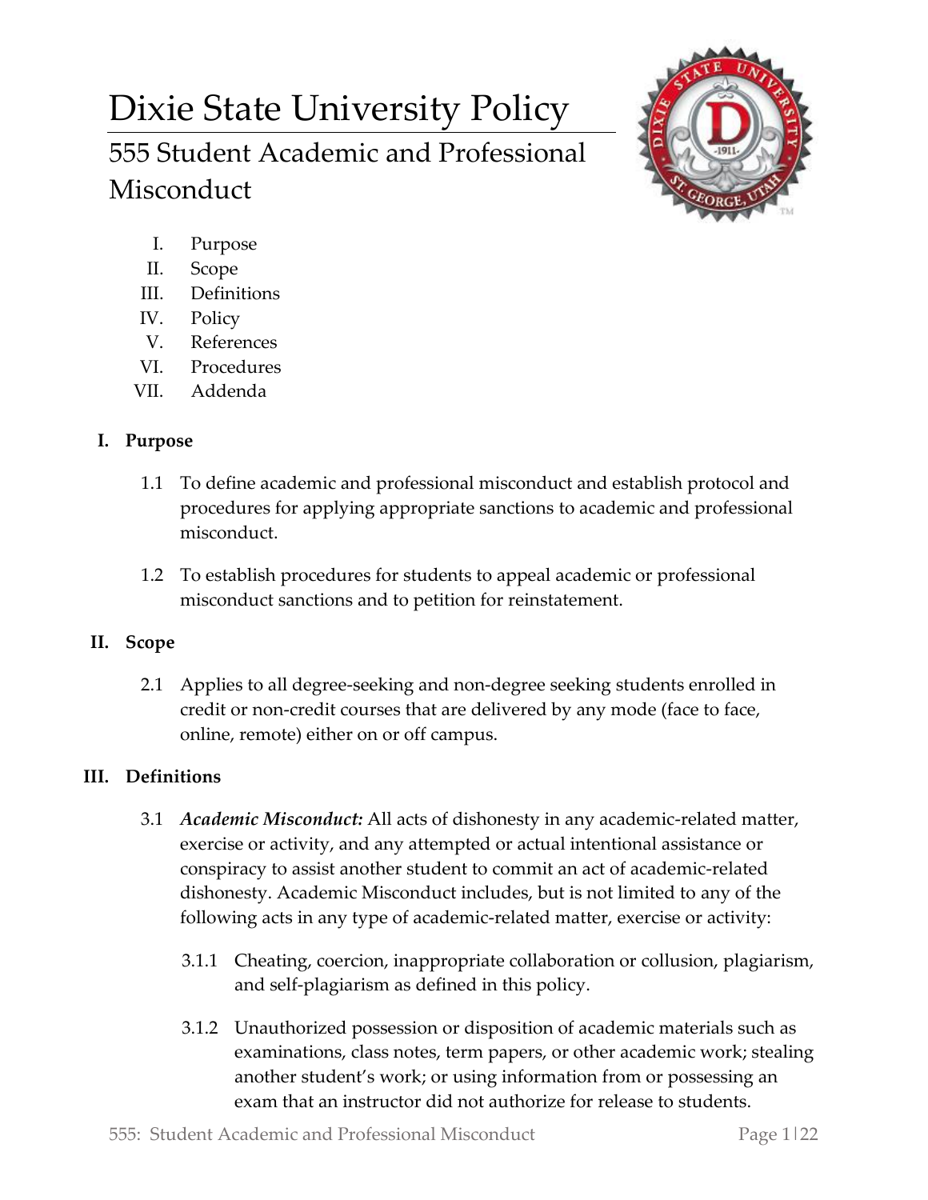# Dixie State University Policy

## 555 Student Academic and Professional Misconduct

I. Purpose
II. Scope
III. Definitions
IV. Policy
V. References
VI. Procedures
VII. Addenda

### I. Purpose

1.1 To define academic and professional misconduct and establish protocol and procedures for applying appropriate sanctions to academic and professional misconduct.

1.2 To establish procedures for students to appeal academic or professional misconduct sanctions and to petition for reinstatement.

### II. Scope

2.1 Applies to all degree-seeking and non-degree seeking students enrolled in credit or non-credit courses that are delivered by any mode (face to face, online, remote) either on or off campus.

### III. Definitions

3.1 ***Academic Misconduct:*** All acts of dishonesty in any academic-related matter, exercise or activity, and any attempted or actual intentional assistance or conspiracy to assist another student to commit an act of academic-related dishonesty. Academic Misconduct includes, but is not limited to any of the following acts in any type of academic-related matter, exercise or activity:

3.1.1 Cheating, coercion, inappropriate collaboration or collusion, plagiarism, and self-plagiarism as defined in this policy.

3.1.2 Unauthorized possession or disposition of academic materials such as examinations, class notes, term papers, or other academic work; stealing another student's work; or using information from or possessing an exam that an instructor did not authorize for release to students.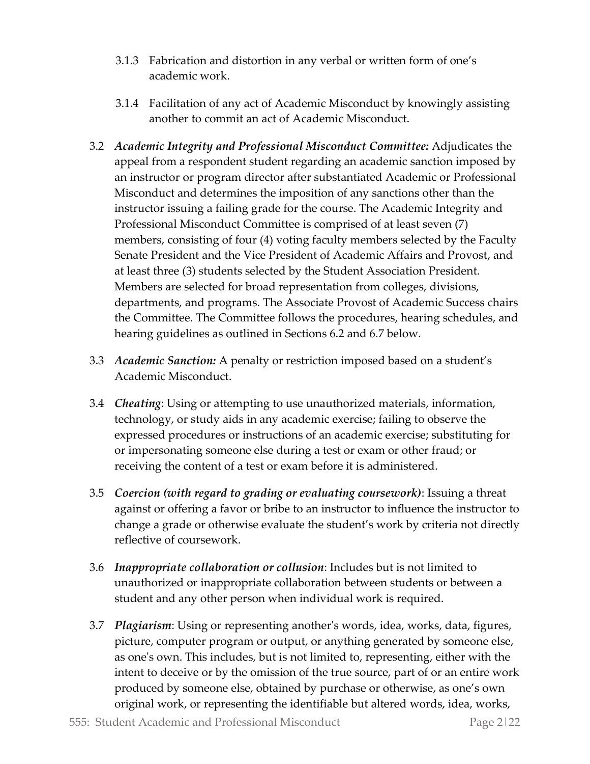3.1.3 Fabrication and distortion in any verbal or written form of one's academic work.

3.1.4 Facilitation of any act of Academic Misconduct by knowingly assisting another to commit an act of Academic Misconduct.

3.2 ***Academic Integrity and Professional Misconduct Committee:*** Adjudicates the appeal from a respondent student regarding an academic sanction imposed by an instructor or program director after substantiated Academic or Professional Misconduct and determines the imposition of any sanctions other than the instructor issuing a failing grade for the course. The Academic Integrity and Professional Misconduct Committee is comprised of at least seven (7) members, consisting of four (4) voting faculty members selected by the Faculty Senate President and the Vice President of Academic Affairs and Provost, and at least three (3) students selected by the Student Association President. Members are selected for broad representation from colleges, divisions, departments, and programs. The Associate Provost of Academic Success chairs the Committee. The Committee follows the procedures, hearing schedules, and hearing guidelines as outlined in Sections 6.2 and 6.7 below.

3.3 ***Academic Sanction:*** A penalty or restriction imposed based on a student's Academic Misconduct.

3.4 ***Cheating***: Using or attempting to use unauthorized materials, information, technology, or study aids in any academic exercise; failing to observe the expressed procedures or instructions of an academic exercise; substituting for or impersonating someone else during a test or exam or other fraud; or receiving the content of a test or exam before it is administered.

3.5 ***Coercion (with regard to grading or evaluating coursework)***: Issuing a threat against or offering a favor or bribe to an instructor to influence the instructor to change a grade or otherwise evaluate the student's work by criteria not directly reflective of coursework.

3.6 ***Inappropriate collaboration or collusion***: Includes but is not limited to unauthorized or inappropriate collaboration between students or between a student and any other person when individual work is required.

3.7 ***Plagiarism***: Using or representing another's words, idea, works, data, figures, picture, computer program or output, or anything generated by someone else, as one's own. This includes, but is not limited to, representing, either with the intent to deceive or by the omission of the true source, part of or an entire work produced by someone else, obtained by purchase or otherwise, as one's own original work, or representing the identifiable but altered words, idea, works,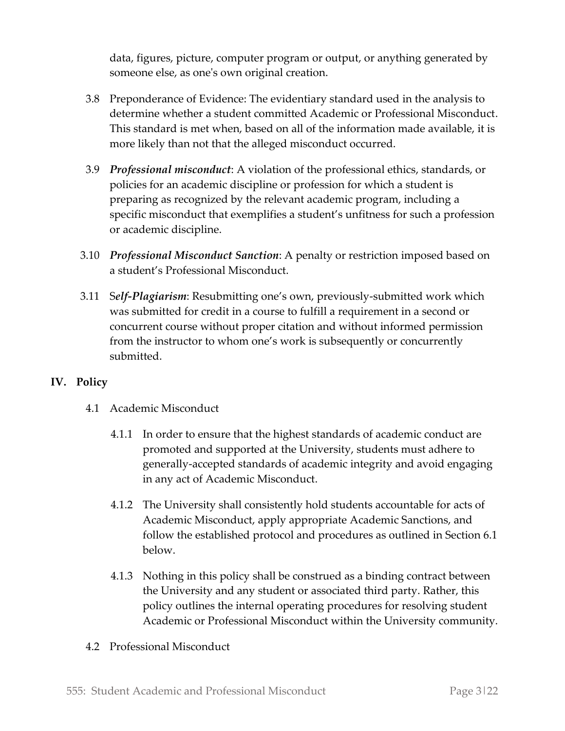data, figures, picture, computer program or output, or anything generated by someone else, as one's own original creation.

3.8 Preponderance of Evidence: The evidentiary standard used in the analysis to determine whether a student committed Academic or Professional Misconduct. This standard is met when, based on all of the information made available, it is more likely than not that the alleged misconduct occurred.

3.9 ***Professional misconduct***: A violation of the professional ethics, standards, or policies for an academic discipline or profession for which a student is preparing as recognized by the relevant academic program, including a specific misconduct that exemplifies a student's unfitness for such a profession or academic discipline.

3.10 ***Professional Misconduct Sanction***: A penalty or restriction imposed based on a student's Professional Misconduct.

3.11 S***elf-Plagiarism***: Resubmitting one's own, previously-submitted work which was submitted for credit in a course to fulfill a requirement in a second or concurrent course without proper citation and without informed permission from the instructor to whom one's work is subsequently or concurrently submitted.

## IV. Policy

4.1 Academic Misconduct

4.1.1 In order to ensure that the highest standards of academic conduct are promoted and supported at the University, students must adhere to generally-accepted standards of academic integrity and avoid engaging in any act of Academic Misconduct.

4.1.2 The University shall consistently hold students accountable for acts of Academic Misconduct, apply appropriate Academic Sanctions, and follow the established protocol and procedures as outlined in Section 6.1 below.

4.1.3 Nothing in this policy shall be construed as a binding contract between the University and any student or associated third party. Rather, this policy outlines the internal operating procedures for resolving student Academic or Professional Misconduct within the University community.

4.2 Professional Misconduct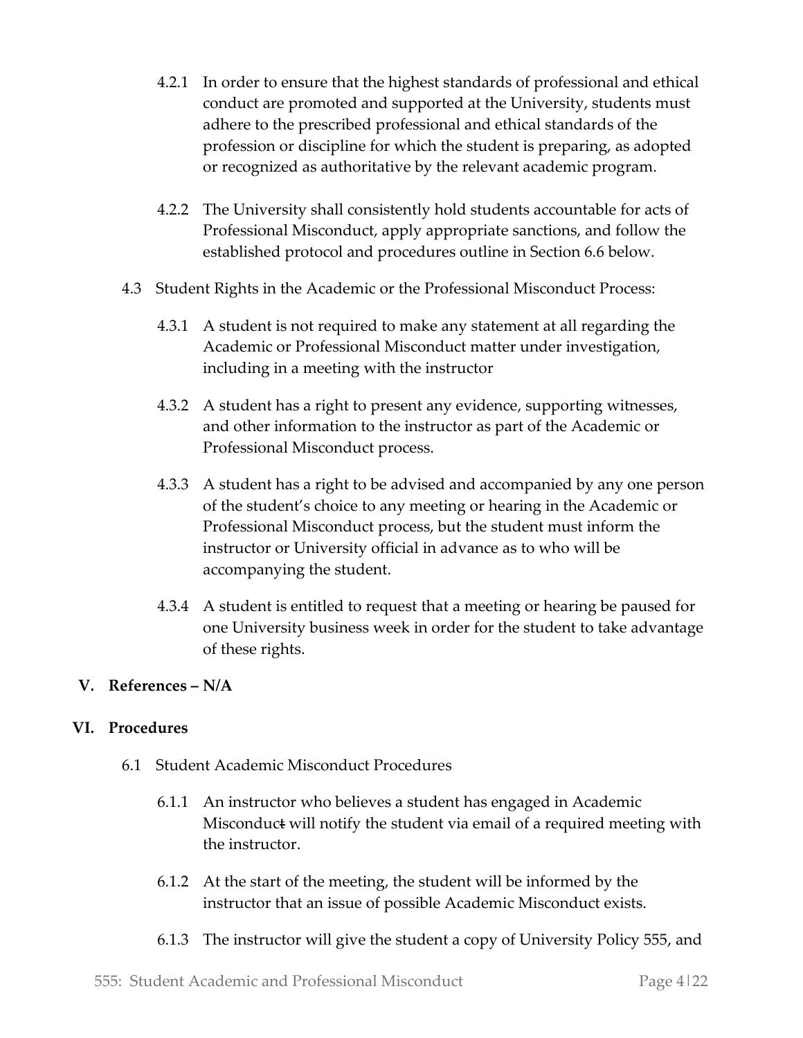4.2.1 In order to ensure that the highest standards of professional and ethical conduct are promoted and supported at the University, students must adhere to the prescribed professional and ethical standards of the profession or discipline for which the student is preparing, as adopted or recognized as authoritative by the relevant academic program.

4.2.2 The University shall consistently hold students accountable for acts of Professional Misconduct, apply appropriate sanctions, and follow the established protocol and procedures outline in Section 6.6 below.

4.3 Student Rights in the Academic or the Professional Misconduct Process:

4.3.1 A student is not required to make any statement at all regarding the Academic or Professional Misconduct matter under investigation, including in a meeting with the instructor

4.3.2 A student has a right to present any evidence, supporting witnesses, and other information to the instructor as part of the Academic or Professional Misconduct process.

4.3.3 A student has a right to be advised and accompanied by any one person of the student's choice to any meeting or hearing in the Academic or Professional Misconduct process, but the student must inform the instructor or University official in advance as to who will be accompanying the student.

4.3.4 A student is entitled to request that a meeting or hearing be paused for one University business week in order for the student to take advantage of these rights.

## V. References – N/A

## VI. Procedures

6.1 Student Academic Misconduct Procedures

6.1.1 An instructor who believes a student has engaged in Academic Misconduct will notify the student via email of a required meeting with the instructor.

6.1.2 At the start of the meeting, the student will be informed by the instructor that an issue of possible Academic Misconduct exists.

6.1.3 The instructor will give the student a copy of University Policy 555, and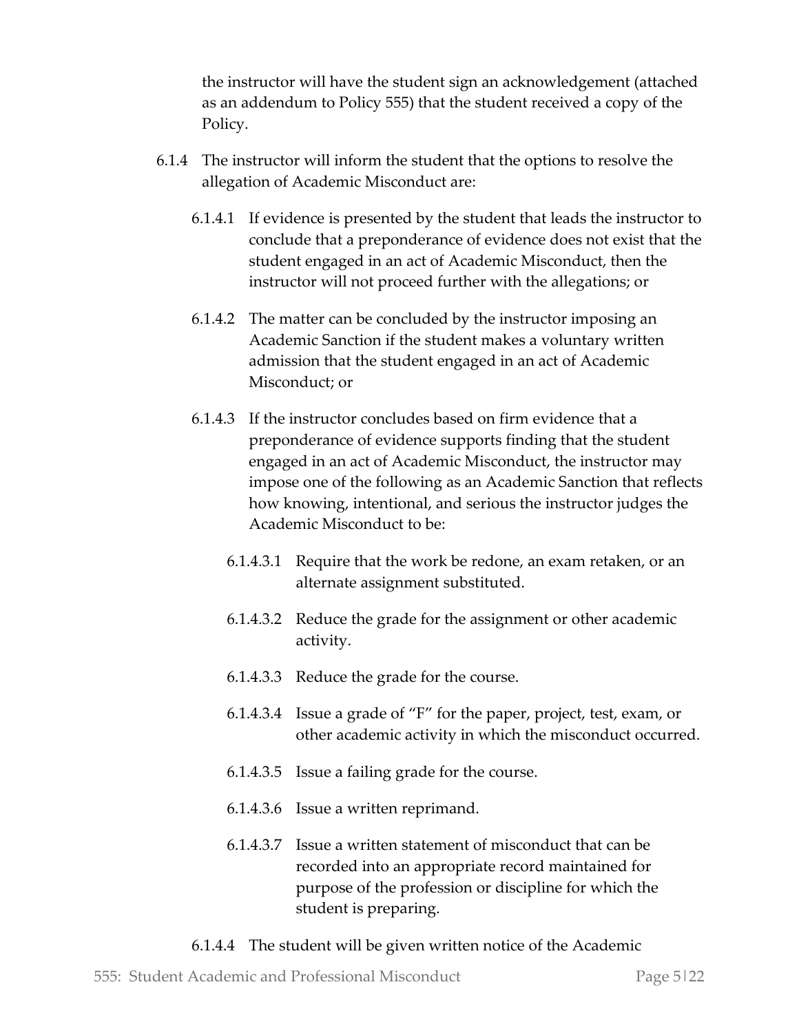the instructor will have the student sign an acknowledgement (attached as an addendum to Policy 555) that the student received a copy of the Policy.

6.1.4 The instructor will inform the student that the options to resolve the allegation of Academic Misconduct are:

6.1.4.1 If evidence is presented by the student that leads the instructor to conclude that a preponderance of evidence does not exist that the student engaged in an act of Academic Misconduct, then the instructor will not proceed further with the allegations; or

6.1.4.2 The matter can be concluded by the instructor imposing an Academic Sanction if the student makes a voluntary written admission that the student engaged in an act of Academic Misconduct; or

6.1.4.3 If the instructor concludes based on firm evidence that a preponderance of evidence supports finding that the student engaged in an act of Academic Misconduct, the instructor may impose one of the following as an Academic Sanction that reflects how knowing, intentional, and serious the instructor judges the Academic Misconduct to be:

6.1.4.3.1 Require that the work be redone, an exam retaken, or an alternate assignment substituted.

6.1.4.3.2 Reduce the grade for the assignment or other academic activity.

6.1.4.3.3 Reduce the grade for the course.

6.1.4.3.4 Issue a grade of "F" for the paper, project, test, exam, or other academic activity in which the misconduct occurred.

6.1.4.3.5 Issue a failing grade for the course.

6.1.4.3.6 Issue a written reprimand.

6.1.4.3.7 Issue a written statement of misconduct that can be recorded into an appropriate record maintained for purpose of the profession or discipline for which the student is preparing.

6.1.4.4 The student will be given written notice of the Academic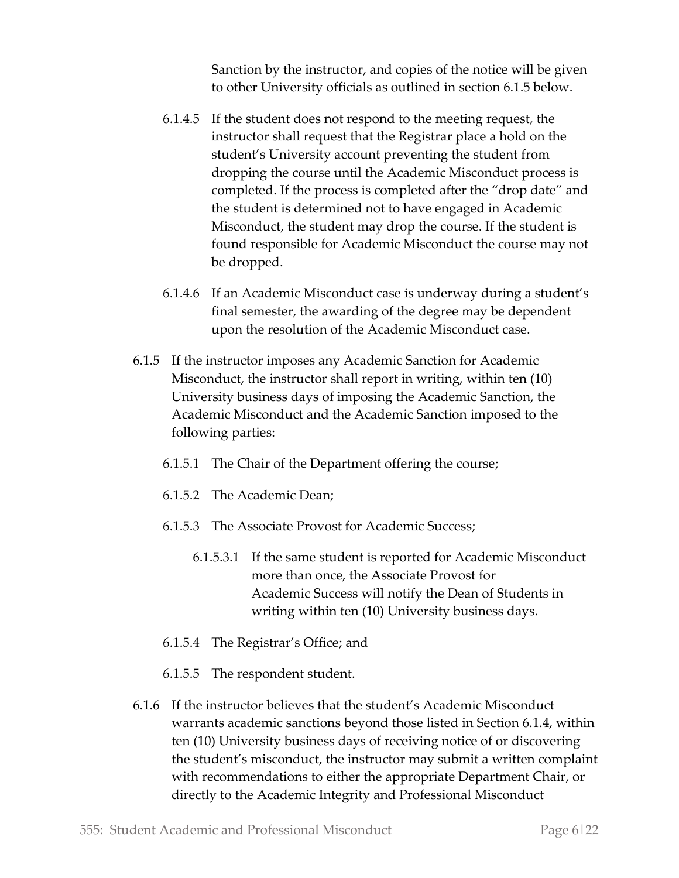Sanction by the instructor, and copies of the notice will be given to other University officials as outlined in section 6.1.5 below.

6.1.4.5 If the student does not respond to the meeting request, the instructor shall request that the Registrar place a hold on the student's University account preventing the student from dropping the course until the Academic Misconduct process is completed. If the process is completed after the "drop date" and the student is determined not to have engaged in Academic Misconduct, the student may drop the course. If the student is found responsible for Academic Misconduct the course may not be dropped.

6.1.4.6 If an Academic Misconduct case is underway during a student's final semester, the awarding of the degree may be dependent upon the resolution of the Academic Misconduct case.

6.1.5 If the instructor imposes any Academic Sanction for Academic Misconduct, the instructor shall report in writing, within ten (10) University business days of imposing the Academic Sanction, the Academic Misconduct and the Academic Sanction imposed to the following parties:

6.1.5.1 The Chair of the Department offering the course;

6.1.5.2 The Academic Dean;

6.1.5.3 The Associate Provost for Academic Success;

6.1.5.3.1 If the same student is reported for Academic Misconduct more than once, the Associate Provost for Academic Success will notify the Dean of Students in writing within ten (10) University business days.

6.1.5.4 The Registrar's Office; and

6.1.5.5 The respondent student.

6.1.6 If the instructor believes that the student's Academic Misconduct warrants academic sanctions beyond those listed in Section 6.1.4, within ten (10) University business days of receiving notice of or discovering the student's misconduct, the instructor may submit a written complaint with recommendations to either the appropriate Department Chair, or directly to the Academic Integrity and Professional Misconduct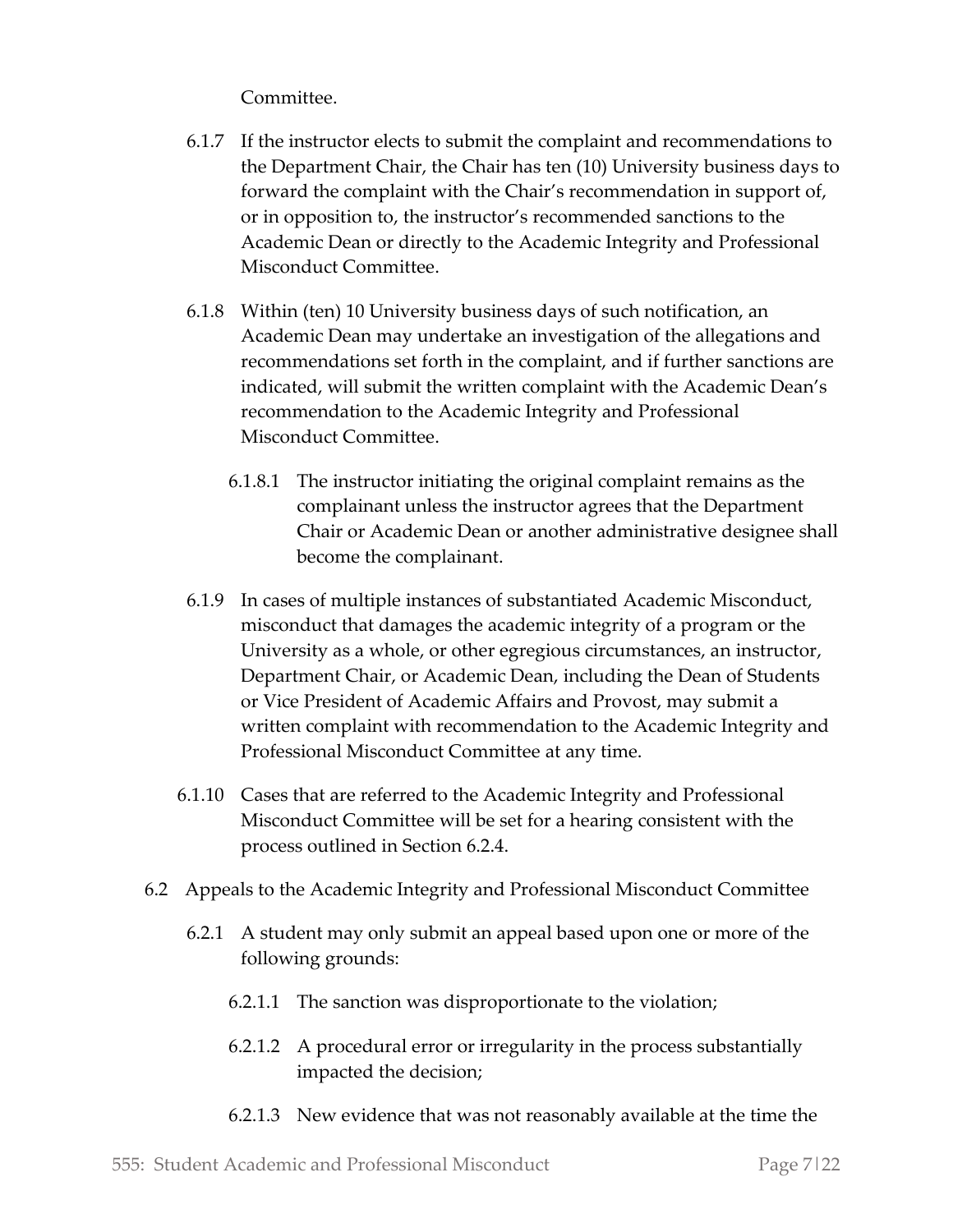Committee.

6.1.7 If the instructor elects to submit the complaint and recommendations to the Department Chair, the Chair has ten (10) University business days to forward the complaint with the Chair's recommendation in support of, or in opposition to, the instructor's recommended sanctions to the Academic Dean or directly to the Academic Integrity and Professional Misconduct Committee.

6.1.8 Within (ten) 10 University business days of such notification, an Academic Dean may undertake an investigation of the allegations and recommendations set forth in the complaint, and if further sanctions are indicated, will submit the written complaint with the Academic Dean's recommendation to the Academic Integrity and Professional Misconduct Committee.

6.1.8.1 The instructor initiating the original complaint remains as the complainant unless the instructor agrees that the Department Chair or Academic Dean or another administrative designee shall become the complainant.

6.1.9 In cases of multiple instances of substantiated Academic Misconduct, misconduct that damages the academic integrity of a program or the University as a whole, or other egregious circumstances, an instructor, Department Chair, or Academic Dean, including the Dean of Students or Vice President of Academic Affairs and Provost, may submit a written complaint with recommendation to the Academic Integrity and Professional Misconduct Committee at any time.

6.1.10 Cases that are referred to the Academic Integrity and Professional Misconduct Committee will be set for a hearing consistent with the process outlined in Section 6.2.4.

6.2 Appeals to the Academic Integrity and Professional Misconduct Committee

6.2.1 A student may only submit an appeal based upon one or more of the following grounds:

6.2.1.1 The sanction was disproportionate to the violation;

6.2.1.2 A procedural error or irregularity in the process substantially impacted the decision;

6.2.1.3 New evidence that was not reasonably available at the time the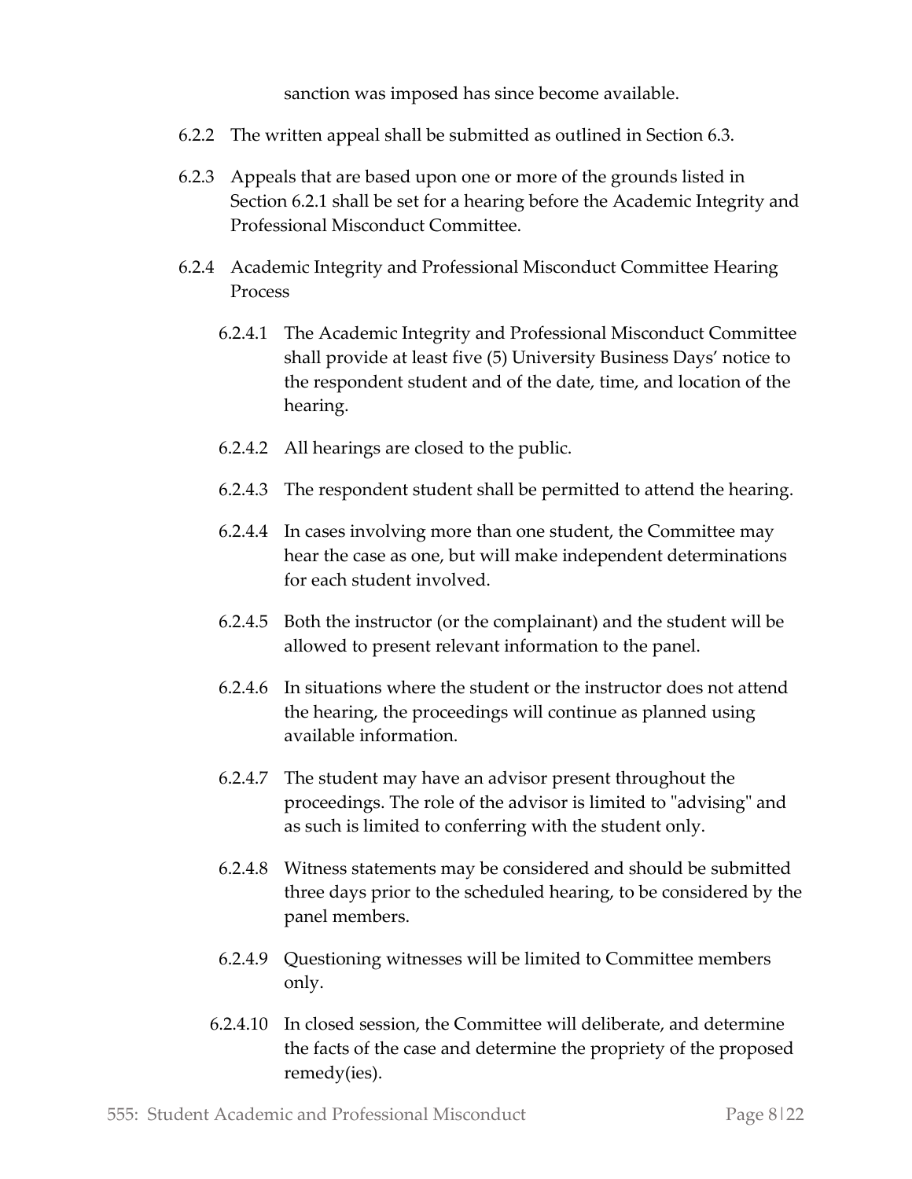sanction was imposed has since become available.

6.2.2 The written appeal shall be submitted as outlined in Section 6.3.

6.2.3 Appeals that are based upon one or more of the grounds listed in Section 6.2.1 shall be set for a hearing before the Academic Integrity and Professional Misconduct Committee.

6.2.4 Academic Integrity and Professional Misconduct Committee Hearing Process

6.2.4.1 The Academic Integrity and Professional Misconduct Committee shall provide at least five (5) University Business Days' notice to the respondent student and of the date, time, and location of the hearing.

6.2.4.2 All hearings are closed to the public.

6.2.4.3 The respondent student shall be permitted to attend the hearing.

6.2.4.4 In cases involving more than one student, the Committee may hear the case as one, but will make independent determinations for each student involved.

6.2.4.5 Both the instructor (or the complainant) and the student will be allowed to present relevant information to the panel.

6.2.4.6 In situations where the student or the instructor does not attend the hearing, the proceedings will continue as planned using available information.

6.2.4.7 The student may have an advisor present throughout the proceedings. The role of the advisor is limited to "advising" and as such is limited to conferring with the student only.

6.2.4.8 Witness statements may be considered and should be submitted three days prior to the scheduled hearing, to be considered by the panel members.

6.2.4.9 Questioning witnesses will be limited to Committee members only.

6.2.4.10 In closed session, the Committee will deliberate, and determine the facts of the case and determine the propriety of the proposed remedy(ies).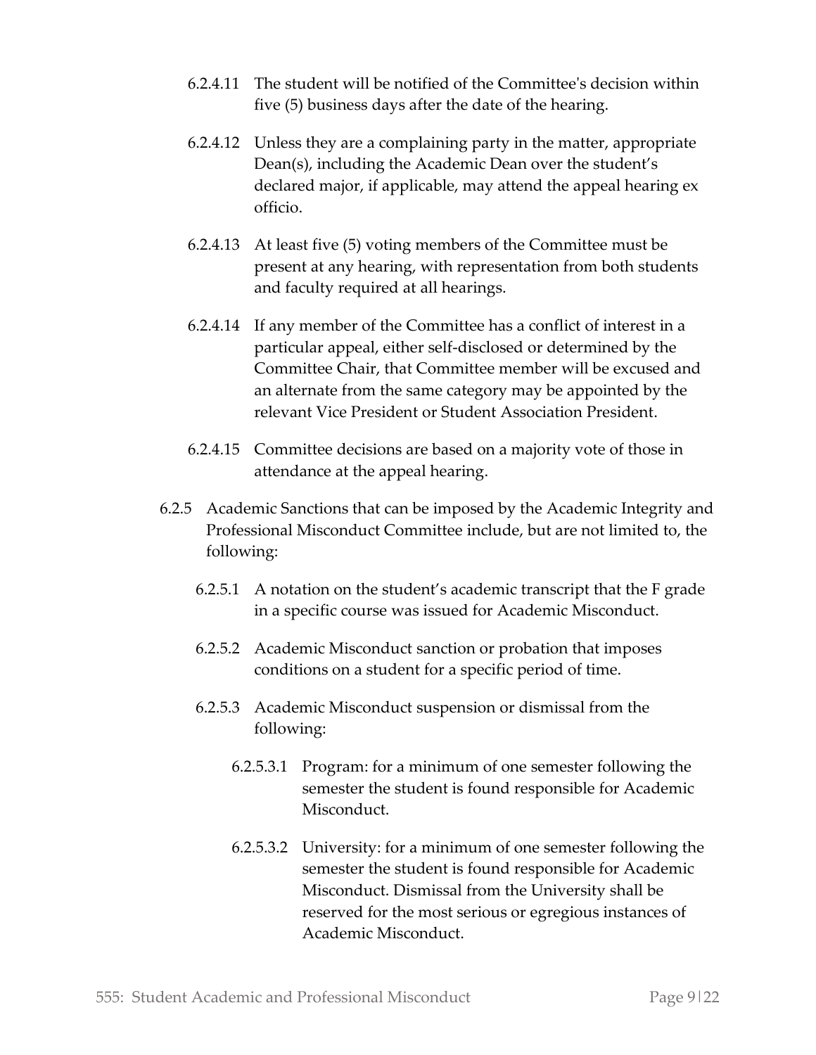6.2.4.11 The student will be notified of the Committee's decision within five (5) business days after the date of the hearing.

6.2.4.12 Unless they are a complaining party in the matter, appropriate Dean(s), including the Academic Dean over the student's declared major, if applicable, may attend the appeal hearing ex officio.

6.2.4.13 At least five (5) voting members of the Committee must be present at any hearing, with representation from both students and faculty required at all hearings.

6.2.4.14 If any member of the Committee has a conflict of interest in a particular appeal, either self-disclosed or determined by the Committee Chair, that Committee member will be excused and an alternate from the same category may be appointed by the relevant Vice President or Student Association President.

6.2.4.15 Committee decisions are based on a majority vote of those in attendance at the appeal hearing.

6.2.5 Academic Sanctions that can be imposed by the Academic Integrity and Professional Misconduct Committee include, but are not limited to, the following:

6.2.5.1 A notation on the student's academic transcript that the F grade in a specific course was issued for Academic Misconduct.

6.2.5.2 Academic Misconduct sanction or probation that imposes conditions on a student for a specific period of time.

6.2.5.3 Academic Misconduct suspension or dismissal from the following:

6.2.5.3.1 Program: for a minimum of one semester following the semester the student is found responsible for Academic Misconduct.

6.2.5.3.2 University: for a minimum of one semester following the semester the student is found responsible for Academic Misconduct. Dismissal from the University shall be reserved for the most serious or egregious instances of Academic Misconduct.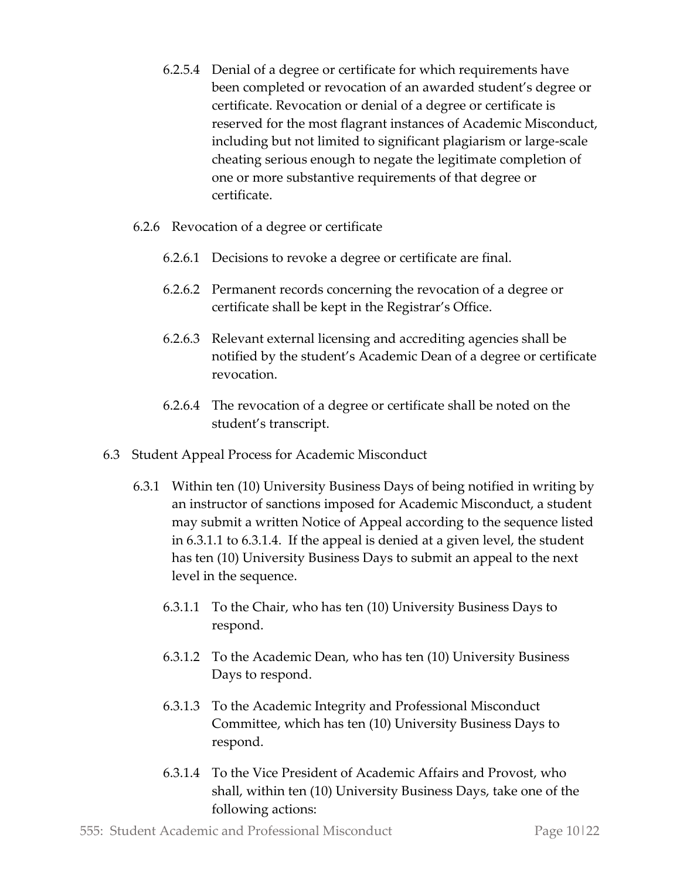6.2.5.4 Denial of a degree or certificate for which requirements have been completed or revocation of an awarded student's degree or certificate. Revocation or denial of a degree or certificate is reserved for the most flagrant instances of Academic Misconduct, including but not limited to significant plagiarism or large-scale cheating serious enough to negate the legitimate completion of one or more substantive requirements of that degree or certificate.

6.2.6 Revocation of a degree or certificate

6.2.6.1 Decisions to revoke a degree or certificate are final.

6.2.6.2 Permanent records concerning the revocation of a degree or certificate shall be kept in the Registrar's Office.

6.2.6.3 Relevant external licensing and accrediting agencies shall be notified by the student's Academic Dean of a degree or certificate revocation.

6.2.6.4 The revocation of a degree or certificate shall be noted on the student's transcript.

6.3 Student Appeal Process for Academic Misconduct

6.3.1 Within ten (10) University Business Days of being notified in writing by an instructor of sanctions imposed for Academic Misconduct, a student may submit a written Notice of Appeal according to the sequence listed in 6.3.1.1 to 6.3.1.4. If the appeal is denied at a given level, the student has ten (10) University Business Days to submit an appeal to the next level in the sequence.

6.3.1.1 To the Chair, who has ten (10) University Business Days to respond.

6.3.1.2 To the Academic Dean, who has ten (10) University Business Days to respond.

6.3.1.3 To the Academic Integrity and Professional Misconduct Committee, which has ten (10) University Business Days to respond.

6.3.1.4 To the Vice President of Academic Affairs and Provost, who shall, within ten (10) University Business Days, take one of the following actions: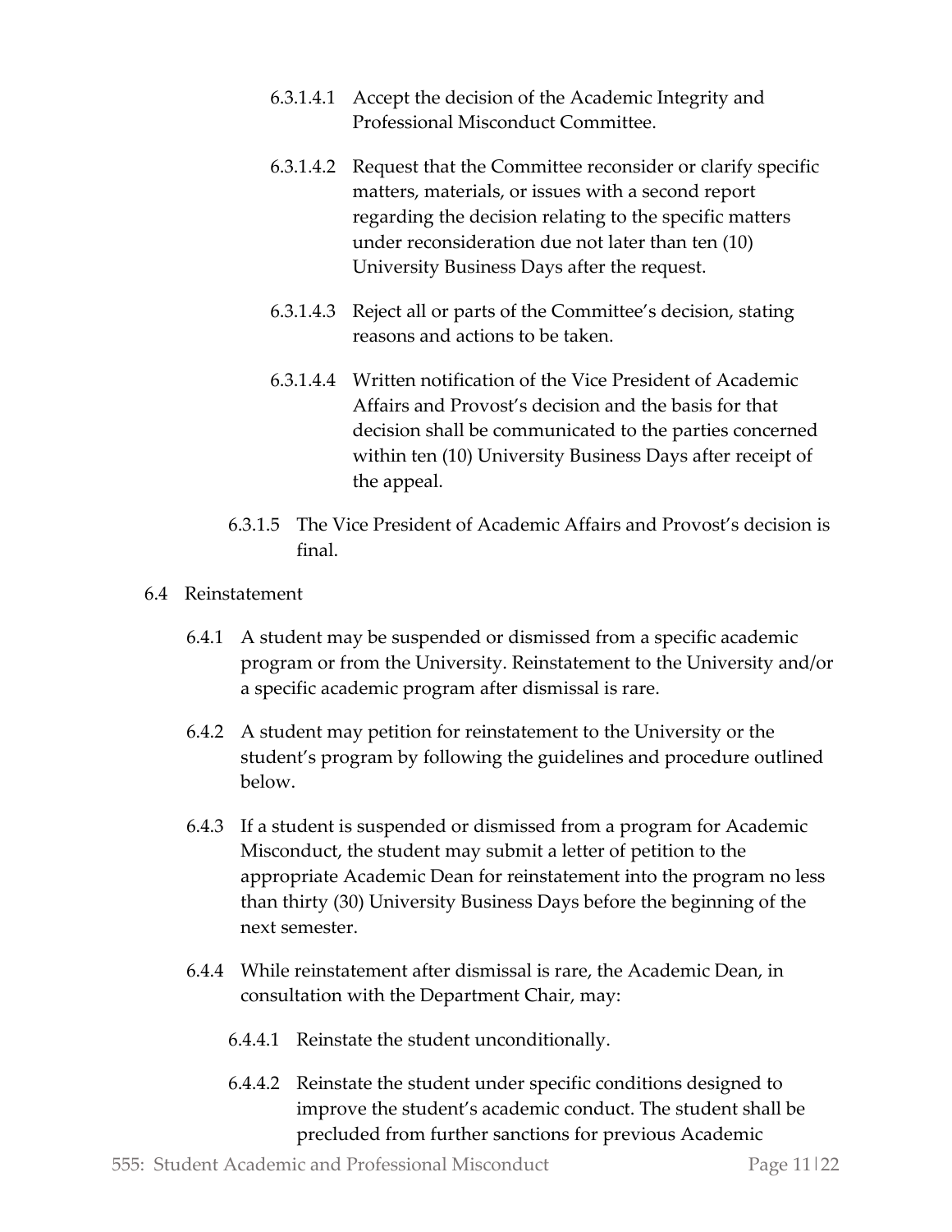6.3.1.4.1 Accept the decision of the Academic Integrity and Professional Misconduct Committee.

6.3.1.4.2 Request that the Committee reconsider or clarify specific matters, materials, or issues with a second report regarding the decision relating to the specific matters under reconsideration due not later than ten (10) University Business Days after the request.

6.3.1.4.3 Reject all or parts of the Committee's decision, stating reasons and actions to be taken.

6.3.1.4.4 Written notification of the Vice President of Academic Affairs and Provost's decision and the basis for that decision shall be communicated to the parties concerned within ten (10) University Business Days after receipt of the appeal.

6.3.1.5 The Vice President of Academic Affairs and Provost's decision is final.

6.4 Reinstatement

6.4.1 A student may be suspended or dismissed from a specific academic program or from the University. Reinstatement to the University and/or a specific academic program after dismissal is rare.

6.4.2 A student may petition for reinstatement to the University or the student's program by following the guidelines and procedure outlined below.

6.4.3 If a student is suspended or dismissed from a program for Academic Misconduct, the student may submit a letter of petition to the appropriate Academic Dean for reinstatement into the program no less than thirty (30) University Business Days before the beginning of the next semester.

6.4.4 While reinstatement after dismissal is rare, the Academic Dean, in consultation with the Department Chair, may:

6.4.4.1 Reinstate the student unconditionally.

6.4.4.2 Reinstate the student under specific conditions designed to improve the student's academic conduct. The student shall be precluded from further sanctions for previous Academic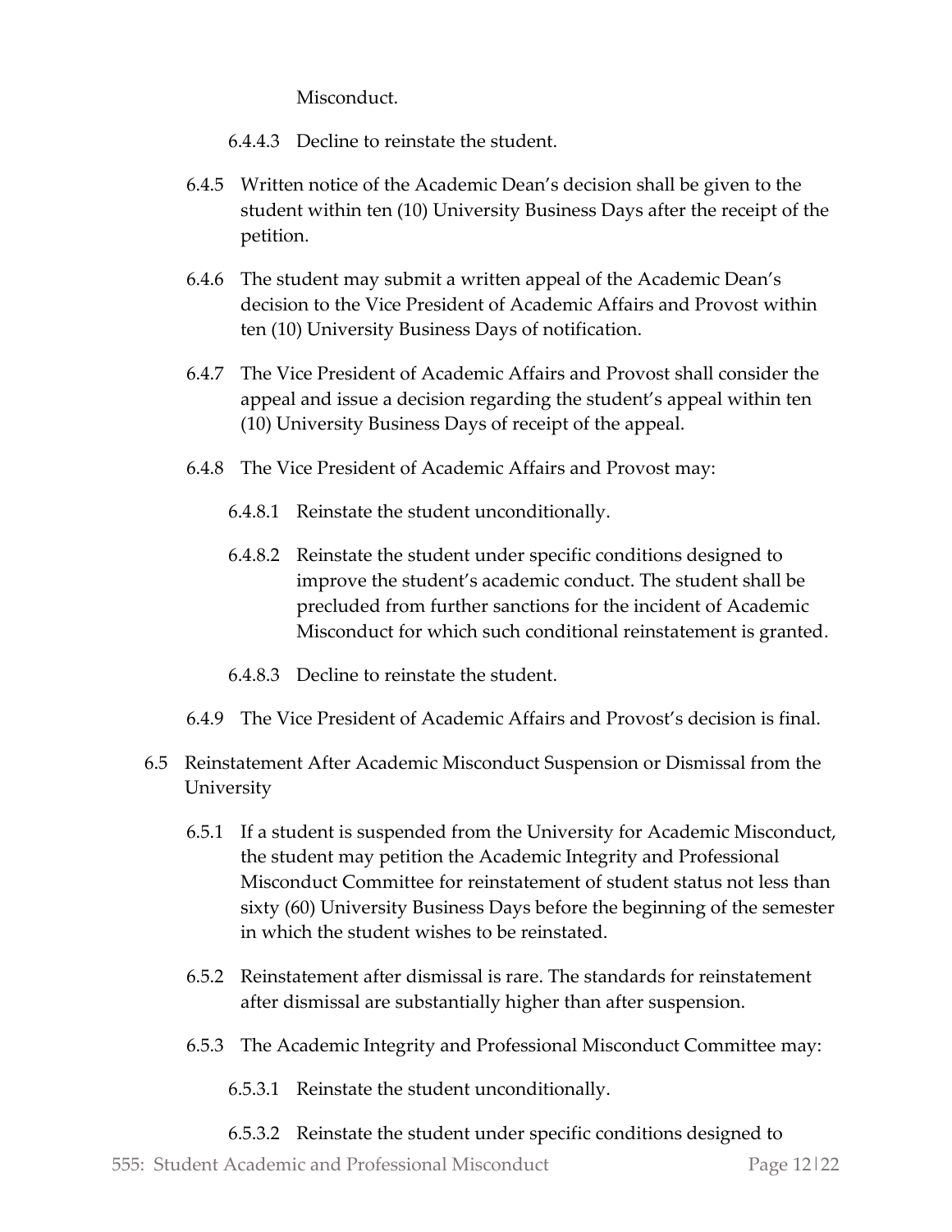Misconduct.

6.4.4.3 Decline to reinstate the student.

6.4.5 Written notice of the Academic Dean's decision shall be given to the student within ten (10) University Business Days after the receipt of the petition.

6.4.6 The student may submit a written appeal of the Academic Dean's decision to the Vice President of Academic Affairs and Provost within ten (10) University Business Days of notification.

6.4.7 The Vice President of Academic Affairs and Provost shall consider the appeal and issue a decision regarding the student's appeal within ten (10) University Business Days of receipt of the appeal.

6.4.8 The Vice President of Academic Affairs and Provost may:

6.4.8.1 Reinstate the student unconditionally.

6.4.8.2 Reinstate the student under specific conditions designed to improve the student's academic conduct. The student shall be precluded from further sanctions for the incident of Academic Misconduct for which such conditional reinstatement is granted.

6.4.8.3 Decline to reinstate the student.

6.4.9 The Vice President of Academic Affairs and Provost's decision is final.

6.5 Reinstatement After Academic Misconduct Suspension or Dismissal from the University

6.5.1 If a student is suspended from the University for Academic Misconduct, the student may petition the Academic Integrity and Professional Misconduct Committee for reinstatement of student status not less than sixty (60) University Business Days before the beginning of the semester in which the student wishes to be reinstated.

6.5.2 Reinstatement after dismissal is rare. The standards for reinstatement after dismissal are substantially higher than after suspension.

6.5.3 The Academic Integrity and Professional Misconduct Committee may:

6.5.3.1 Reinstate the student unconditionally.

6.5.3.2 Reinstate the student under specific conditions designed to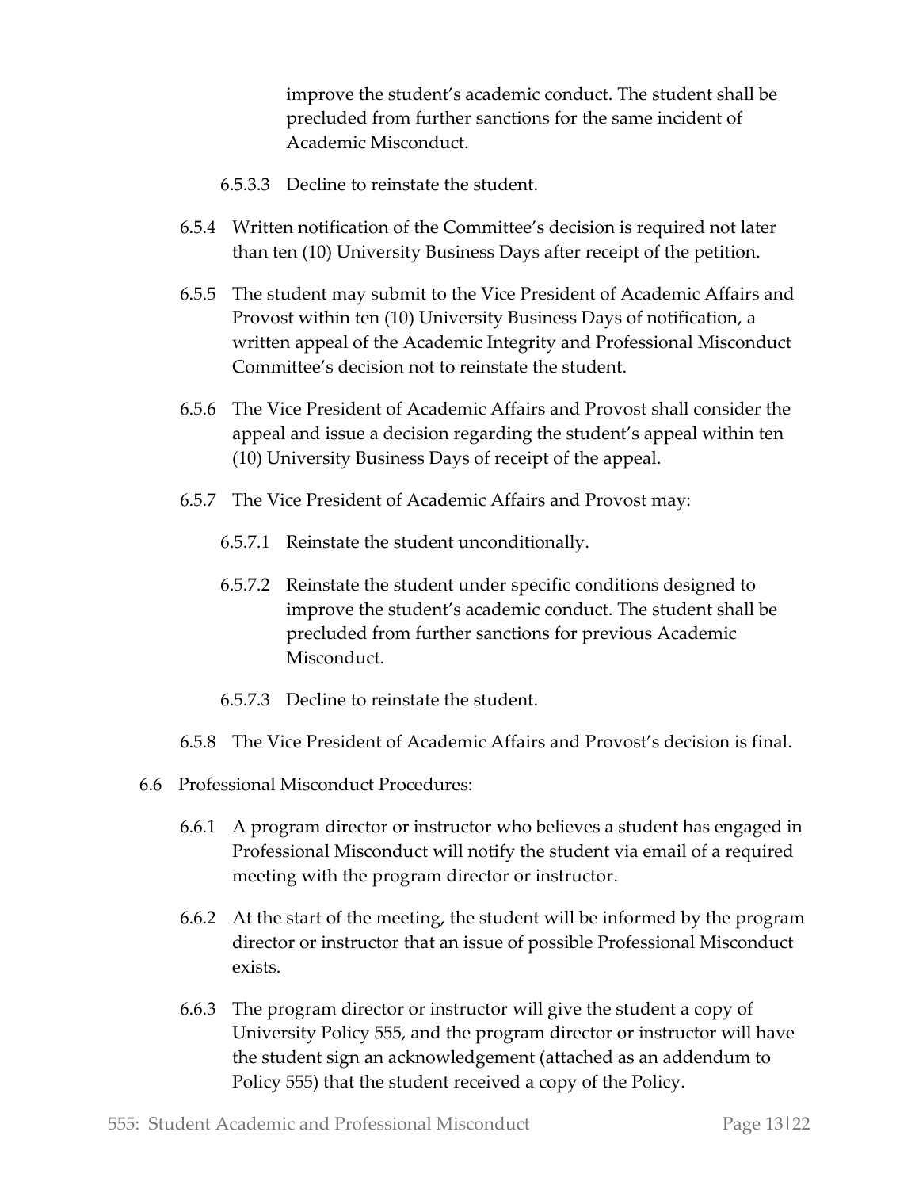improve the student's academic conduct. The student shall be precluded from further sanctions for the same incident of Academic Misconduct.

6.5.3.3 Decline to reinstate the student.

6.5.4 Written notification of the Committee's decision is required not later than ten (10) University Business Days after receipt of the petition.

6.5.5 The student may submit to the Vice President of Academic Affairs and Provost within ten (10) University Business Days of notification, a written appeal of the Academic Integrity and Professional Misconduct Committee's decision not to reinstate the student.

6.5.6 The Vice President of Academic Affairs and Provost shall consider the appeal and issue a decision regarding the student's appeal within ten (10) University Business Days of receipt of the appeal.

6.5.7 The Vice President of Academic Affairs and Provost may:

6.5.7.1 Reinstate the student unconditionally.

6.5.7.2 Reinstate the student under specific conditions designed to improve the student's academic conduct. The student shall be precluded from further sanctions for previous Academic Misconduct.

6.5.7.3 Decline to reinstate the student.

6.5.8 The Vice President of Academic Affairs and Provost's decision is final.

6.6 Professional Misconduct Procedures:

6.6.1 A program director or instructor who believes a student has engaged in Professional Misconduct will notify the student via email of a required meeting with the program director or instructor.

6.6.2 At the start of the meeting, the student will be informed by the program director or instructor that an issue of possible Professional Misconduct exists.

6.6.3 The program director or instructor will give the student a copy of University Policy 555, and the program director or instructor will have the student sign an acknowledgement (attached as an addendum to Policy 555) that the student received a copy of the Policy.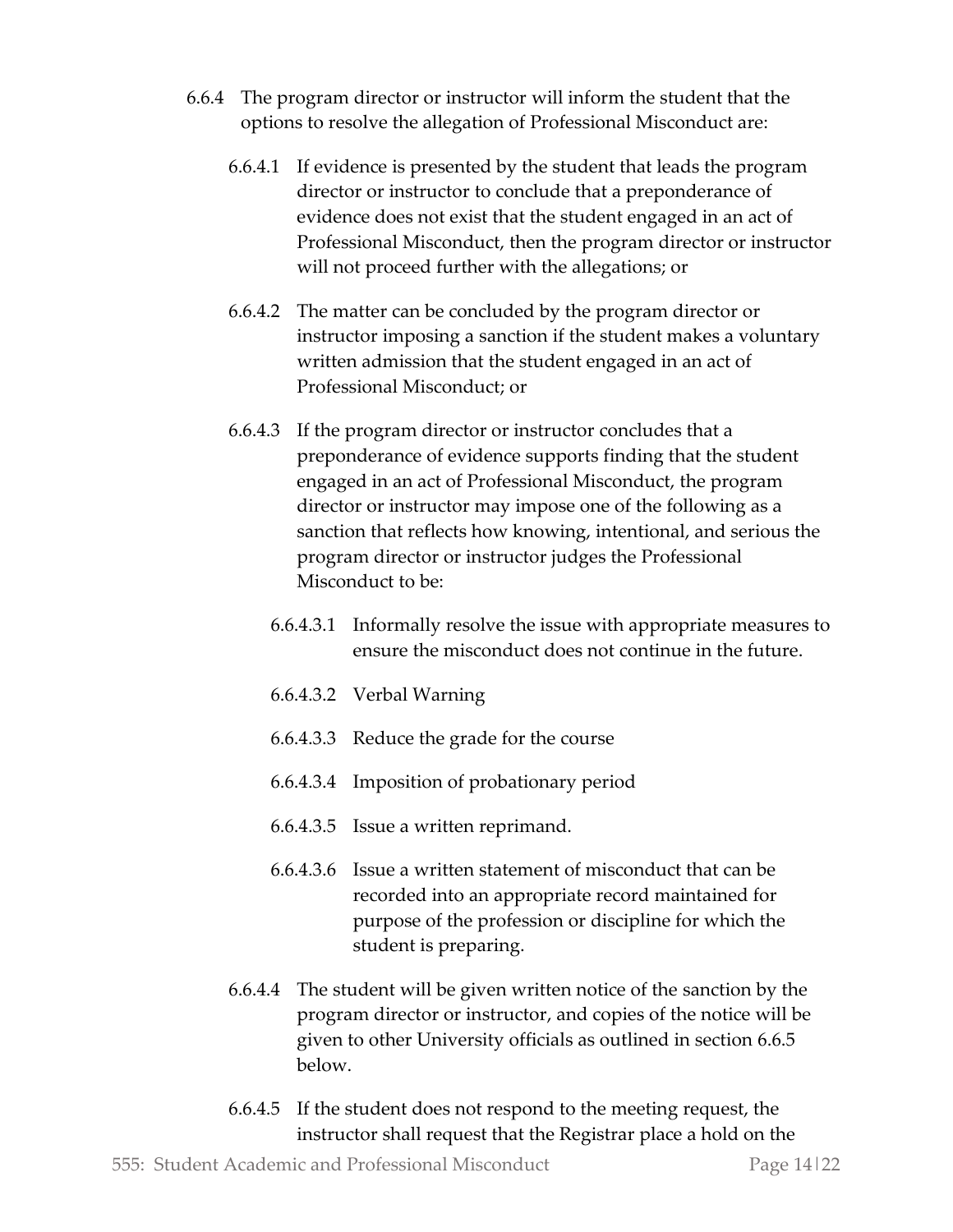6.6.4 The program director or instructor will inform the student that the options to resolve the allegation of Professional Misconduct are:

6.6.4.1 If evidence is presented by the student that leads the program director or instructor to conclude that a preponderance of evidence does not exist that the student engaged in an act of Professional Misconduct, then the program director or instructor will not proceed further with the allegations; or

6.6.4.2 The matter can be concluded by the program director or instructor imposing a sanction if the student makes a voluntary written admission that the student engaged in an act of Professional Misconduct; or

6.6.4.3 If the program director or instructor concludes that a preponderance of evidence supports finding that the student engaged in an act of Professional Misconduct, the program director or instructor may impose one of the following as a sanction that reflects how knowing, intentional, and serious the program director or instructor judges the Professional Misconduct to be:

6.6.4.3.1 Informally resolve the issue with appropriate measures to ensure the misconduct does not continue in the future.

6.6.4.3.2 Verbal Warning

6.6.4.3.3 Reduce the grade for the course

6.6.4.3.4 Imposition of probationary period

6.6.4.3.5 Issue a written reprimand.

6.6.4.3.6 Issue a written statement of misconduct that can be recorded into an appropriate record maintained for purpose of the profession or discipline for which the student is preparing.

6.6.4.4 The student will be given written notice of the sanction by the program director or instructor, and copies of the notice will be given to other University officials as outlined in section 6.6.5 below.

6.6.4.5 If the student does not respond to the meeting request, the instructor shall request that the Registrar place a hold on the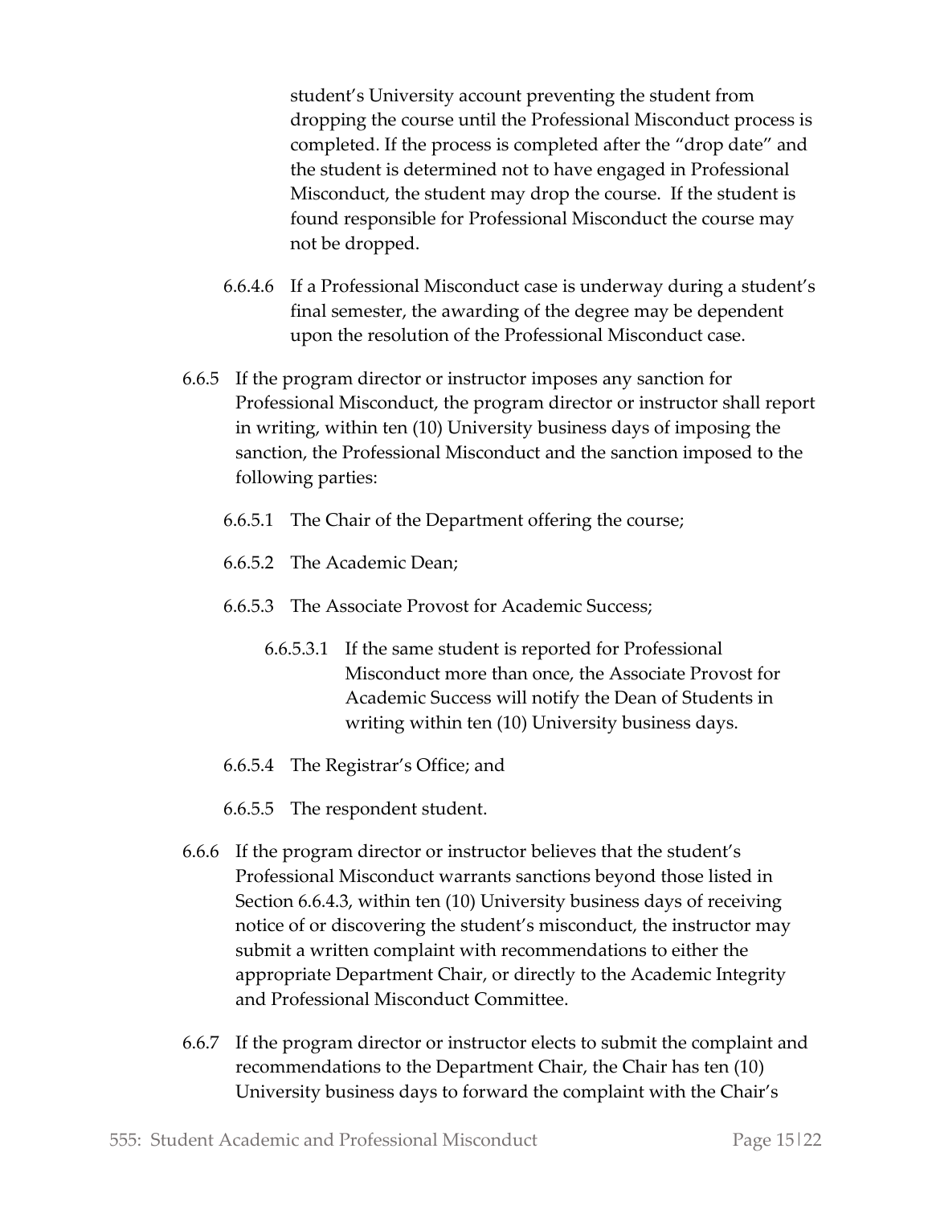student's University account preventing the student from dropping the course until the Professional Misconduct process is completed. If the process is completed after the "drop date" and the student is determined not to have engaged in Professional Misconduct, the student may drop the course. If the student is found responsible for Professional Misconduct the course may not be dropped.

6.6.4.6 If a Professional Misconduct case is underway during a student's final semester, the awarding of the degree may be dependent upon the resolution of the Professional Misconduct case.

6.6.5 If the program director or instructor imposes any sanction for Professional Misconduct, the program director or instructor shall report in writing, within ten (10) University business days of imposing the sanction, the Professional Misconduct and the sanction imposed to the following parties:

6.6.5.1 The Chair of the Department offering the course;

6.6.5.2 The Academic Dean;

6.6.5.3 The Associate Provost for Academic Success;

6.6.5.3.1 If the same student is reported for Professional Misconduct more than once, the Associate Provost for Academic Success will notify the Dean of Students in writing within ten (10) University business days.

6.6.5.4 The Registrar's Office; and

6.6.5.5 The respondent student.

6.6.6 If the program director or instructor believes that the student's Professional Misconduct warrants sanctions beyond those listed in Section 6.6.4.3, within ten (10) University business days of receiving notice of or discovering the student's misconduct, the instructor may submit a written complaint with recommendations to either the appropriate Department Chair, or directly to the Academic Integrity and Professional Misconduct Committee.

6.6.7 If the program director or instructor elects to submit the complaint and recommendations to the Department Chair, the Chair has ten (10) University business days to forward the complaint with the Chair's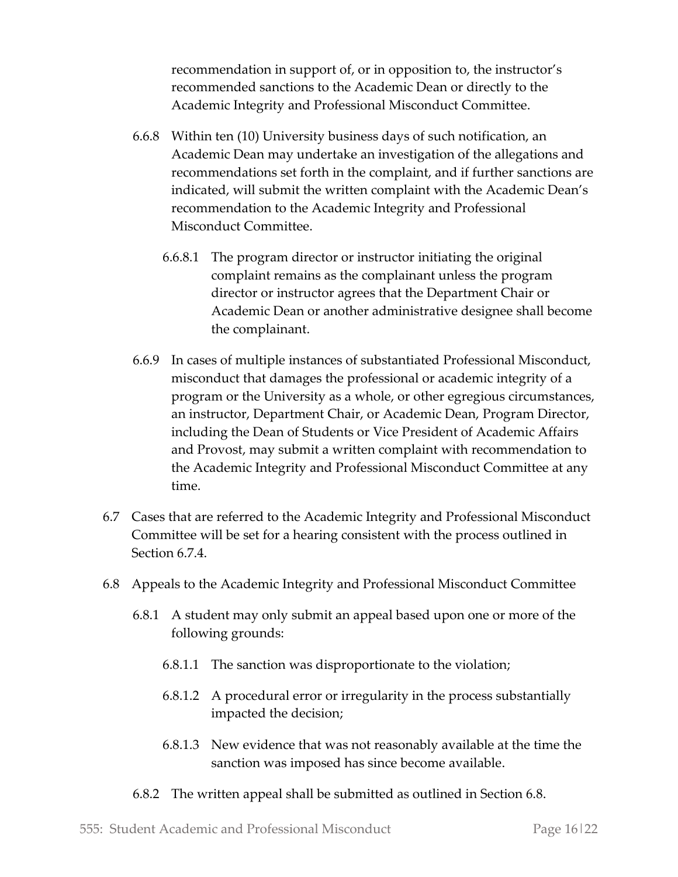recommendation in support of, or in opposition to, the instructor's recommended sanctions to the Academic Dean or directly to the Academic Integrity and Professional Misconduct Committee.

6.6.8 Within ten (10) University business days of such notification, an Academic Dean may undertake an investigation of the allegations and recommendations set forth in the complaint, and if further sanctions are indicated, will submit the written complaint with the Academic Dean's recommendation to the Academic Integrity and Professional Misconduct Committee.

6.6.8.1 The program director or instructor initiating the original complaint remains as the complainant unless the program director or instructor agrees that the Department Chair or Academic Dean or another administrative designee shall become the complainant.

6.6.9 In cases of multiple instances of substantiated Professional Misconduct, misconduct that damages the professional or academic integrity of a program or the University as a whole, or other egregious circumstances, an instructor, Department Chair, or Academic Dean, Program Director, including the Dean of Students or Vice President of Academic Affairs and Provost, may submit a written complaint with recommendation to the Academic Integrity and Professional Misconduct Committee at any time.

6.7 Cases that are referred to the Academic Integrity and Professional Misconduct Committee will be set for a hearing consistent with the process outlined in Section 6.7.4.

6.8 Appeals to the Academic Integrity and Professional Misconduct Committee

6.8.1 A student may only submit an appeal based upon one or more of the following grounds:

6.8.1.1 The sanction was disproportionate to the violation;

6.8.1.2 A procedural error or irregularity in the process substantially impacted the decision;

6.8.1.3 New evidence that was not reasonably available at the time the sanction was imposed has since become available.

6.8.2 The written appeal shall be submitted as outlined in Section 6.8.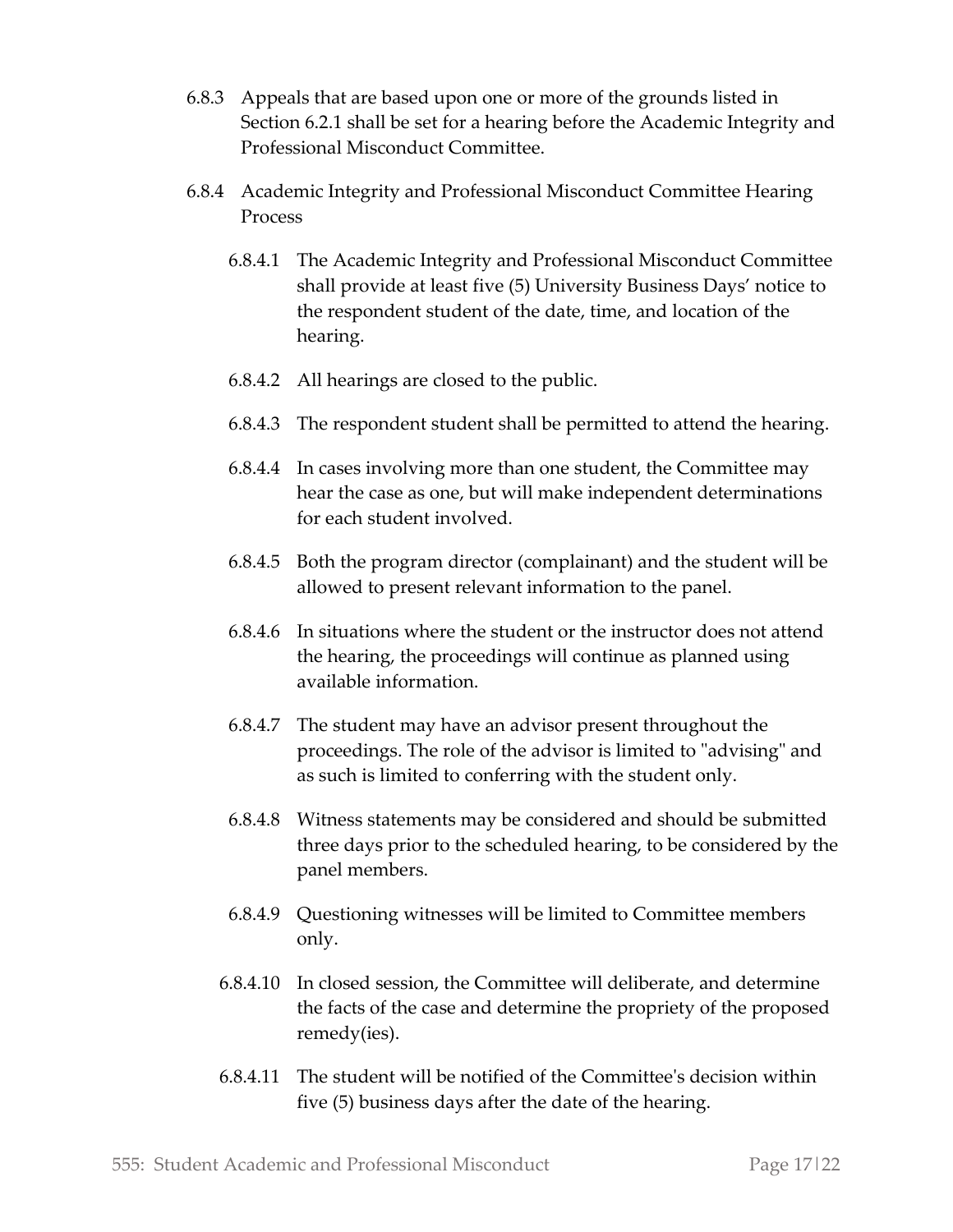6.8.3 Appeals that are based upon one or more of the grounds listed in Section 6.2.1 shall be set for a hearing before the Academic Integrity and Professional Misconduct Committee.

6.8.4 Academic Integrity and Professional Misconduct Committee Hearing Process

6.8.4.1 The Academic Integrity and Professional Misconduct Committee shall provide at least five (5) University Business Days' notice to the respondent student of the date, time, and location of the hearing.

6.8.4.2 All hearings are closed to the public.

6.8.4.3 The respondent student shall be permitted to attend the hearing.

6.8.4.4 In cases involving more than one student, the Committee may hear the case as one, but will make independent determinations for each student involved.

6.8.4.5 Both the program director (complainant) and the student will be allowed to present relevant information to the panel.

6.8.4.6 In situations where the student or the instructor does not attend the hearing, the proceedings will continue as planned using available information.

6.8.4.7 The student may have an advisor present throughout the proceedings. The role of the advisor is limited to "advising" and as such is limited to conferring with the student only.

6.8.4.8 Witness statements may be considered and should be submitted three days prior to the scheduled hearing, to be considered by the panel members.

6.8.4.9 Questioning witnesses will be limited to Committee members only.

6.8.4.10 In closed session, the Committee will deliberate, and determine the facts of the case and determine the propriety of the proposed remedy(ies).

6.8.4.11 The student will be notified of the Committee's decision within five (5) business days after the date of the hearing.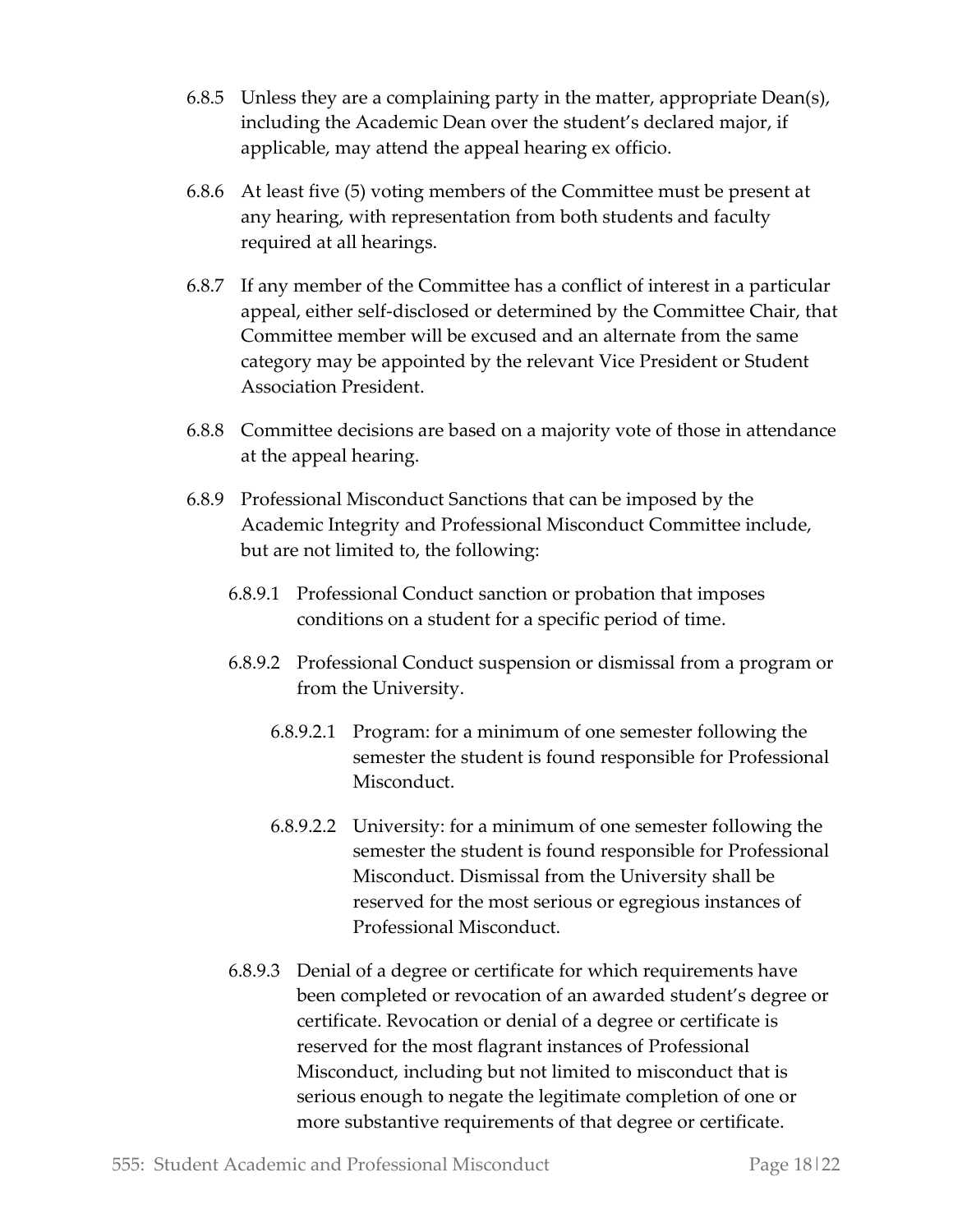6.8.5 Unless they are a complaining party in the matter, appropriate Dean(s), including the Academic Dean over the student's declared major, if applicable, may attend the appeal hearing ex officio.

6.8.6 At least five (5) voting members of the Committee must be present at any hearing, with representation from both students and faculty required at all hearings.

6.8.7 If any member of the Committee has a conflict of interest in a particular appeal, either self-disclosed or determined by the Committee Chair, that Committee member will be excused and an alternate from the same category may be appointed by the relevant Vice President or Student Association President.

6.8.8 Committee decisions are based on a majority vote of those in attendance at the appeal hearing.

6.8.9 Professional Misconduct Sanctions that can be imposed by the Academic Integrity and Professional Misconduct Committee include, but are not limited to, the following:

- 6.8.9.1 Professional Conduct sanction or probation that imposes conditions on a student for a specific period of time.

- 6.8.9.2 Professional Conduct suspension or dismissal from a program or from the University.

  - 6.8.9.2.1 Program: for a minimum of one semester following the semester the student is found responsible for Professional Misconduct.

  - 6.8.9.2.2 University: for a minimum of one semester following the semester the student is found responsible for Professional Misconduct. Dismissal from the University shall be reserved for the most serious or egregious instances of Professional Misconduct.

- 6.8.9.3 Denial of a degree or certificate for which requirements have been completed or revocation of an awarded student's degree or certificate. Revocation or denial of a degree or certificate is reserved for the most flagrant instances of Professional Misconduct, including but not limited to misconduct that is serious enough to negate the legitimate completion of one or more substantive requirements of that degree or certificate.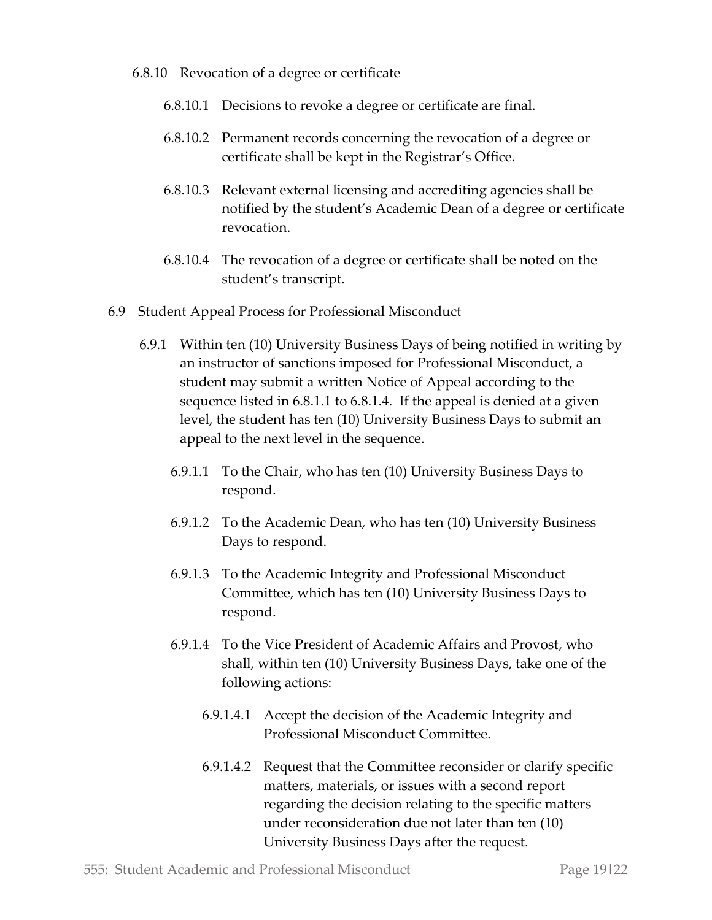6.8.10 Revocation of a degree or certificate

6.8.10.1 Decisions to revoke a degree or certificate are final.

6.8.10.2 Permanent records concerning the revocation of a degree or certificate shall be kept in the Registrar's Office.

6.8.10.3 Relevant external licensing and accrediting agencies shall be notified by the student's Academic Dean of a degree or certificate revocation.

6.8.10.4 The revocation of a degree or certificate shall be noted on the student's transcript.

6.9 Student Appeal Process for Professional Misconduct

6.9.1 Within ten (10) University Business Days of being notified in writing by an instructor of sanctions imposed for Professional Misconduct, a student may submit a written Notice of Appeal according to the sequence listed in 6.8.1.1 to 6.8.1.4. If the appeal is denied at a given level, the student has ten (10) University Business Days to submit an appeal to the next level in the sequence.

6.9.1.1 To the Chair, who has ten (10) University Business Days to respond.

6.9.1.2 To the Academic Dean, who has ten (10) University Business Days to respond.

6.9.1.3 To the Academic Integrity and Professional Misconduct Committee, which has ten (10) University Business Days to respond.

6.9.1.4 To the Vice President of Academic Affairs and Provost, who shall, within ten (10) University Business Days, take one of the following actions:

6.9.1.4.1 Accept the decision of the Academic Integrity and Professional Misconduct Committee.

6.9.1.4.2 Request that the Committee reconsider or clarify specific matters, materials, or issues with a second report regarding the decision relating to the specific matters under reconsideration due not later than ten (10) University Business Days after the request.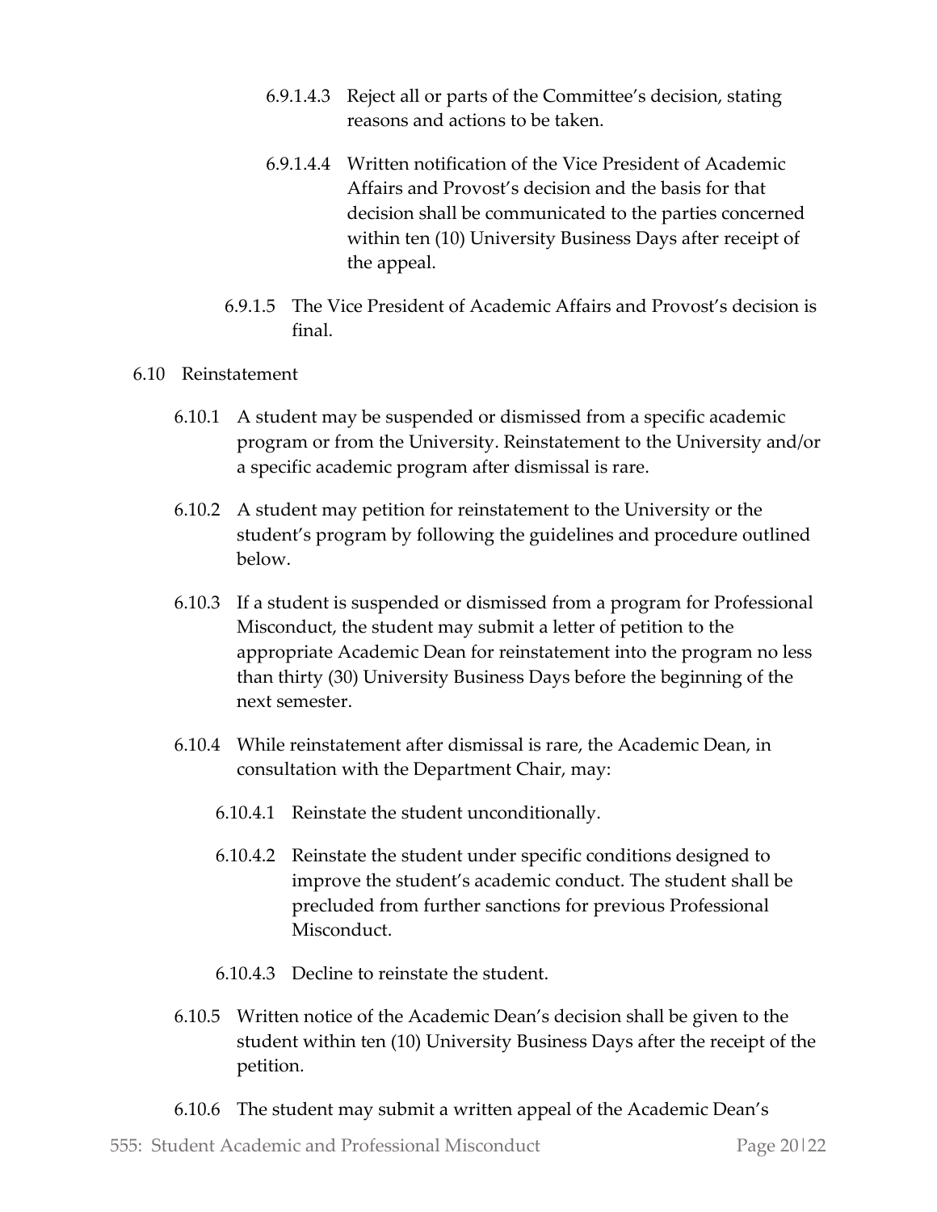6.9.1.4.3 Reject all or parts of the Committee's decision, stating reasons and actions to be taken.

6.9.1.4.4 Written notification of the Vice President of Academic Affairs and Provost's decision and the basis for that decision shall be communicated to the parties concerned within ten (10) University Business Days after receipt of the appeal.

6.9.1.5 The Vice President of Academic Affairs and Provost's decision is final.

6.10 Reinstatement

6.10.1 A student may be suspended or dismissed from a specific academic program or from the University. Reinstatement to the University and/or a specific academic program after dismissal is rare.

6.10.2 A student may petition for reinstatement to the University or the student's program by following the guidelines and procedure outlined below.

6.10.3 If a student is suspended or dismissed from a program for Professional Misconduct, the student may submit a letter of petition to the appropriate Academic Dean for reinstatement into the program no less than thirty (30) University Business Days before the beginning of the next semester.

6.10.4 While reinstatement after dismissal is rare, the Academic Dean, in consultation with the Department Chair, may:

6.10.4.1 Reinstate the student unconditionally.

6.10.4.2 Reinstate the student under specific conditions designed to improve the student's academic conduct. The student shall be precluded from further sanctions for previous Professional Misconduct.

6.10.4.3 Decline to reinstate the student.

6.10.5 Written notice of the Academic Dean's decision shall be given to the student within ten (10) University Business Days after the receipt of the petition.

6.10.6 The student may submit a written appeal of the Academic Dean's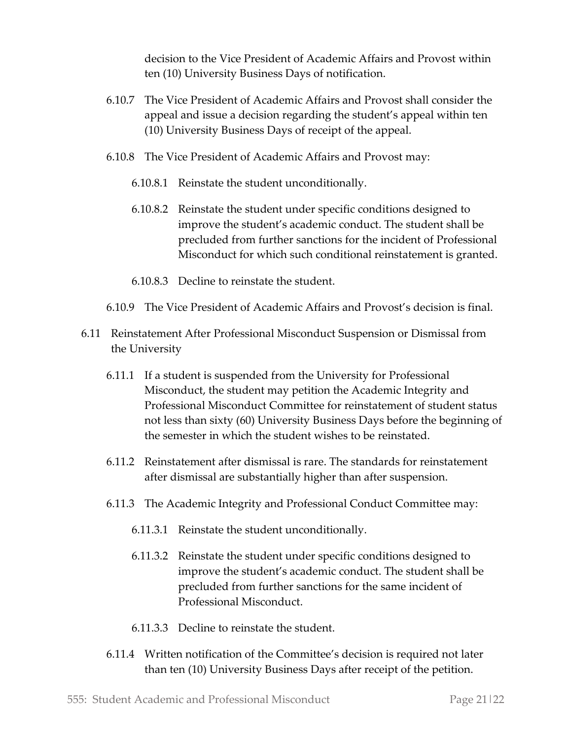decision to the Vice President of Academic Affairs and Provost within ten (10) University Business Days of notification.

6.10.7 The Vice President of Academic Affairs and Provost shall consider the appeal and issue a decision regarding the student's appeal within ten (10) University Business Days of receipt of the appeal.

6.10.8 The Vice President of Academic Affairs and Provost may:

6.10.8.1 Reinstate the student unconditionally.

6.10.8.2 Reinstate the student under specific conditions designed to improve the student's academic conduct. The student shall be precluded from further sanctions for the incident of Professional Misconduct for which such conditional reinstatement is granted.

6.10.8.3 Decline to reinstate the student.

6.10.9 The Vice President of Academic Affairs and Provost's decision is final.

6.11 Reinstatement After Professional Misconduct Suspension or Dismissal from the University

6.11.1 If a student is suspended from the University for Professional Misconduct, the student may petition the Academic Integrity and Professional Misconduct Committee for reinstatement of student status not less than sixty (60) University Business Days before the beginning of the semester in which the student wishes to be reinstated.

6.11.2 Reinstatement after dismissal is rare. The standards for reinstatement after dismissal are substantially higher than after suspension.

6.11.3 The Academic Integrity and Professional Conduct Committee may:

6.11.3.1 Reinstate the student unconditionally.

6.11.3.2 Reinstate the student under specific conditions designed to improve the student's academic conduct. The student shall be precluded from further sanctions for the same incident of Professional Misconduct.

6.11.3.3 Decline to reinstate the student.

6.11.4 Written notification of the Committee's decision is required not later than ten (10) University Business Days after receipt of the petition.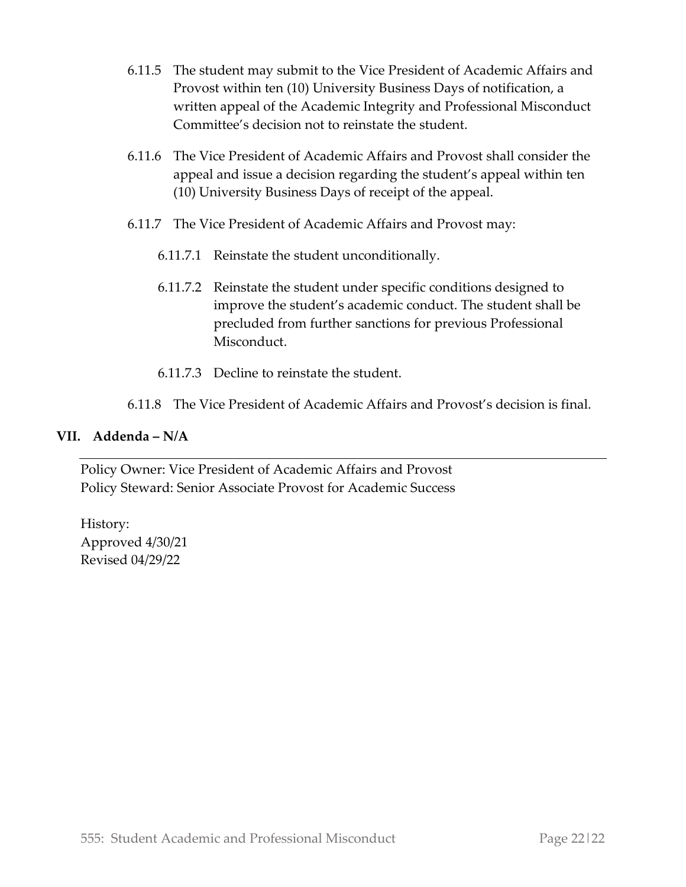6.11.5 The student may submit to the Vice President of Academic Affairs and Provost within ten (10) University Business Days of notification, a written appeal of the Academic Integrity and Professional Misconduct Committee's decision not to reinstate the student.

6.11.6 The Vice President of Academic Affairs and Provost shall consider the appeal and issue a decision regarding the student's appeal within ten (10) University Business Days of receipt of the appeal.

6.11.7 The Vice President of Academic Affairs and Provost may:

6.11.7.1 Reinstate the student unconditionally.

6.11.7.2 Reinstate the student under specific conditions designed to improve the student's academic conduct. The student shall be precluded from further sanctions for previous Professional Misconduct.

6.11.7.3 Decline to reinstate the student.

6.11.8 The Vice President of Academic Affairs and Provost's decision is final.

## VII. Addenda – N/A

---

Policy Owner: Vice President of Academic Affairs and Provost
Policy Steward: Senior Associate Provost for Academic Success

History:
Approved 4/30/21
Revised 04/29/22